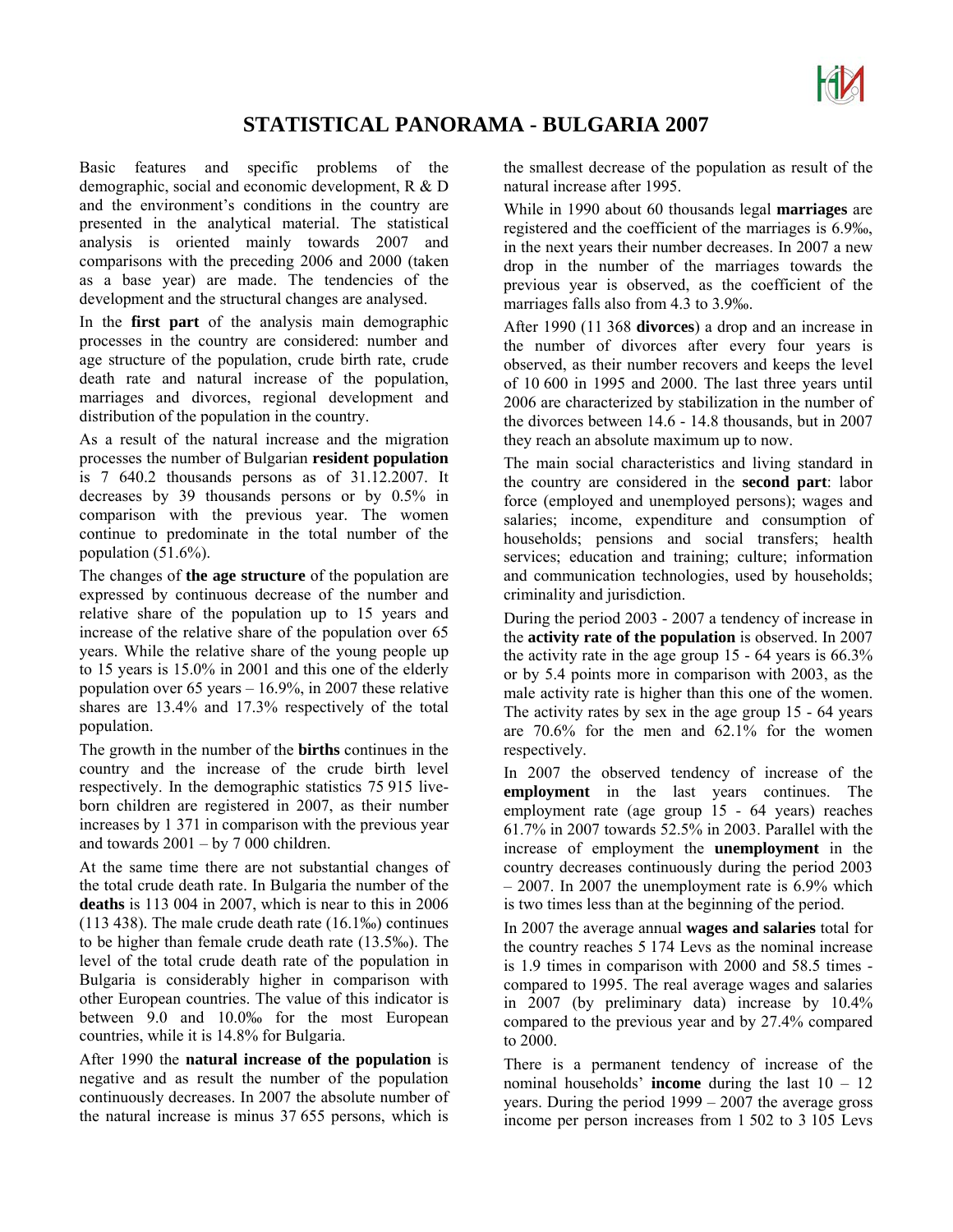# STATISTICAL PANORAMA - BULGARIA 2007

Basic features and specific problems of the demographic, social and economic development, R & D and the environment's conditions in the country are presented in the analytical material. The statistical analysis is oriented mainly towards 2007 and comparisons with the preceding 2006 and 2000 (taken as a base year) are made. The tendencies of the development and the structural changes are analysed.

In the **first part** of the analysis main demographic processes in the country are considered: number and age structure of the population, crude birth rate, crude death rate and natural increase of the population, marriages and divorces, regional development and distribution of the population in the country.

As a result of the natural increase and the migration processes the number of Bulgarian **resident population** is 7 640.2 thousands persons as of 31.12.2007. It decreases by 39 thousands persons or by 0.5% in comparison with the previous year. The women continue to predominate in the total number of the population (51.6%).

The changes of **the age structure** of the population are expressed by continuous decrease of the number and relative share of the population up to 15 years and increase of the relative share of the population over 65 years. While the relative share of the young people up to 15 years is 15.0% in 2001 and this one of the elderly population over 65 years – 16.9%, in 2007 these relative shares are 13.4% and 17.3% respectively of the total population.

The growth in the number of the **births** continues in the country and the increase of the crude birth level respectively. In the demographic statistics 75 915 live-born children are registered in 2007, as their number increases by 1 371 in comparison with the previous year and towards 2001 – by 7 000 children.

At the same time there are not substantial changes of the total crude death rate. In Bulgaria the number of the **deaths** is 113 004 in 2007, which is near to this in 2006 (113 438). The male crude death rate (16.1‰) continues to be higher than female crude death rate (13.5‰). The level of the total crude death rate of the population in Bulgaria is considerably higher in comparison with other European countries. The value of this indicator is between 9.0 and 10.0‰ for the most European countries, while it is 14.8% for Bulgaria.

After 1990 the **natural increase of the population** is negative and as result the number of the population continuously decreases. In 2007 the absolute number of the natural increase is minus 37 655 persons, which is the smallest decrease of the population as result of the natural increase after 1995.

While in 1990 about 60 thousands legal **marriages** are registered and the coefficient of the marriages is 6.9‰, in the next years their number decreases. In 2007 a new drop in the number of the marriages towards the previous year is observed, as the coefficient of the marriages falls also from 4.3 to 3.9‰.

After 1990 (11 368 **divorces**) a drop and an increase in the number of divorces after every four years is observed, as their number recovers and keeps the level of 10 600 in 1995 and 2000. The last three years until 2006 are characterized by stabilization in the number of the divorces between 14.6 - 14.8 thousands, but in 2007 they reach an absolute maximum up to now.

The main social characteristics and living standard in the country are considered in the **second part**: labor force (employed and unemployed persons); wages and salaries; income, expenditure and consumption of households; pensions and social transfers; health services; education and training; culture; information and communication technologies, used by households; criminality and jurisdiction.

During the period 2003 - 2007 a tendency of increase in the **activity rate of the population** is observed. In 2007 the activity rate in the age group 15 - 64 years is 66.3% or by 5.4 points more in comparison with 2003, as the male activity rate is higher than this one of the women. The activity rates by sex in the age group 15 - 64 years are 70.6% for the men and 62.1% for the women respectively.

In 2007 the observed tendency of increase of the **employment** in the last years continues. The employment rate (age group 15 - 64 years) reaches 61.7% in 2007 towards 52.5% in 2003. Parallel with the increase of employment the **unemployment** in the country decreases continuously during the period 2003 – 2007. In 2007 the unemployment rate is 6.9% which is two times less than at the beginning of the period.

In 2007 the average annual **wages and salaries** total for the country reaches 5 174 Levs as the nominal increase is 1.9 times in comparison with 2000 and 58.5 times - compared to 1995. The real average wages and salaries in 2007 (by preliminary data) increase by 10.4% compared to the previous year and by 27.4% compared to 2000.

There is a permanent tendency of increase of the nominal households' **income** during the last 10 – 12 years. During the period 1999 – 2007 the average gross income per person increases from 1 502 to 3 105 Levs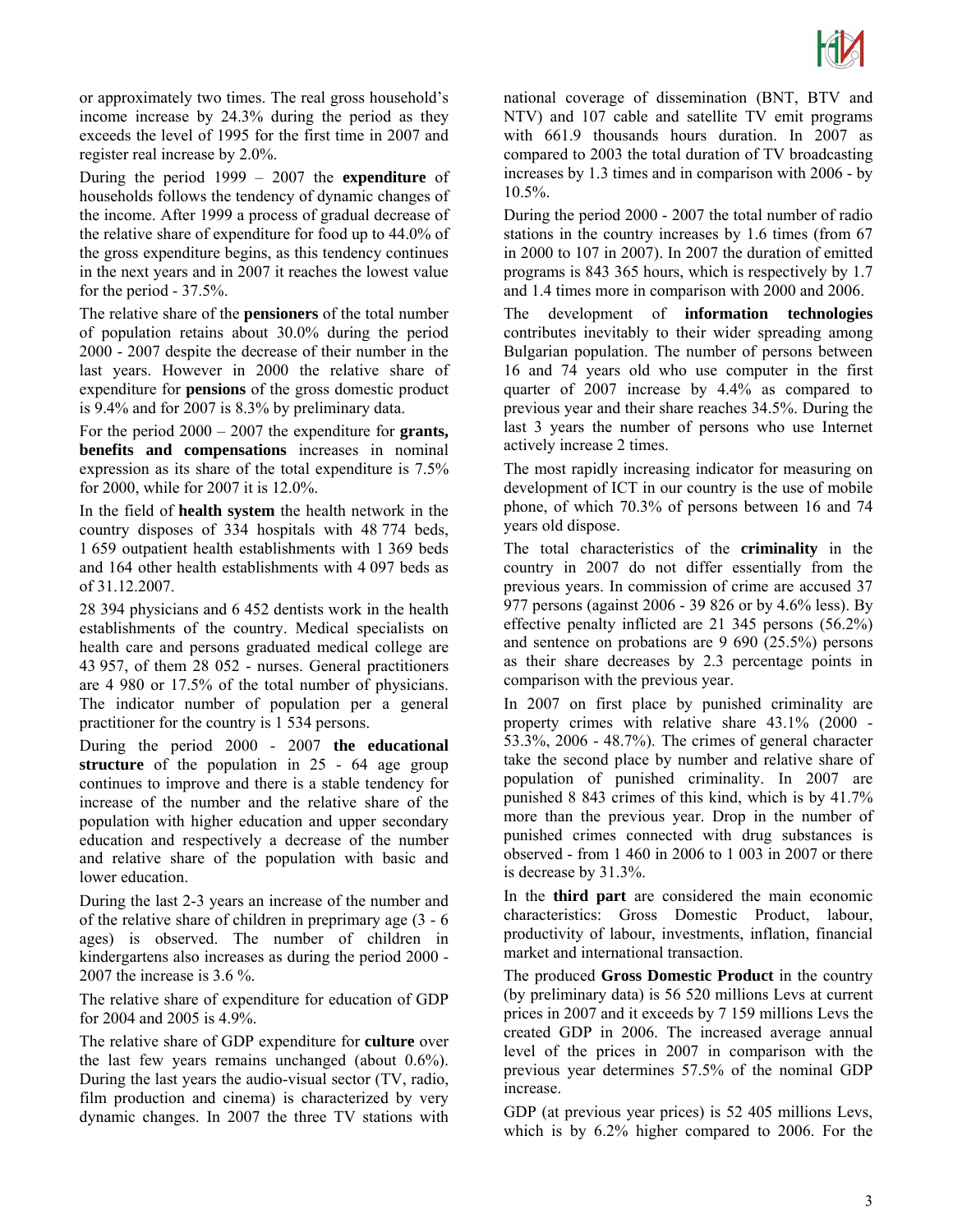or approximately two times. The real gross household's income increase by 24.3% during the period as they exceeds the level of 1995 for the first time in 2007 and register real increase by 2.0%.

During the period 1999 – 2007 the **expenditure** of households follows the tendency of dynamic changes of the income. After 1999 a process of gradual decrease of the relative share of expenditure for food up to 44.0% of the gross expenditure begins, as this tendency continues in the next years and in 2007 it reaches the lowest value for the period - 37.5%.

The relative share of the **pensioners** of the total number of population retains about 30.0% during the period 2000 - 2007 despite the decrease of their number in the last years. However in 2000 the relative share of expenditure for **pensions** of the gross domestic product is 9.4% and for 2007 is 8.3% by preliminary data.

For the period 2000 – 2007 the expenditure for **grants, benefits and compensations** increases in nominal expression as its share of the total expenditure is 7.5% for 2000, while for 2007 it is 12.0%.

In the field of **health system** the health network in the country disposes of 334 hospitals with 48 774 beds, 1 659 outpatient health establishments with 1 369 beds and 164 other health establishments with 4 097 beds as of 31.12.2007.

28 394 physicians and 6 452 dentists work in the health establishments of the country. Medical specialists on health care and persons graduated medical college are 43 957, of them 28 052 - nurses. General practitioners are 4 980 or 17.5% of the total number of physicians. The indicator number of population per a general practitioner for the country is 1 534 persons.

During the period 2000 - 2007 **the educational structure** of the population in 25 - 64 age group continues to improve and there is a stable tendency for increase of the number and the relative share of the population with higher education and upper secondary education and respectively a decrease of the number and relative share of the population with basic and lower education.

During the last 2-3 years an increase of the number and of the relative share of children in preprimary age (3 - 6 ages) is observed. The number of children in kindergartens also increases as during the period 2000 - 2007 the increase is 3.6 %.

The relative share of expenditure for education of GDP for 2004 and 2005 is 4.9%.

The relative share of GDP expenditure for **culture** over the last few years remains unchanged (about 0.6%). During the last years the audio-visual sector (TV, radio, film production and cinema) is characterized by very dynamic changes. In 2007 the three TV stations with national coverage of dissemination (BNT, BTV and NTV) and 107 cable and satellite TV emit programs with 661.9 thousands hours duration. In 2007 as compared to 2003 the total duration of TV broadcasting increases by 1.3 times and in comparison with 2006 - by 10.5%.

During the period 2000 - 2007 the total number of radio stations in the country increases by 1.6 times (from 67 in 2000 to 107 in 2007). In 2007 the duration of emitted programs is 843 365 hours, which is respectively by 1.7 and 1.4 times more in comparison with 2000 and 2006.

The development of **information technologies** contributes inevitably to their wider spreading among Bulgarian population. The number of persons between 16 and 74 years old who use computer in the first quarter of 2007 increase by 4.4% as compared to previous year and their share reaches 34.5%. During the last 3 years the number of persons who use Internet actively increase 2 times.

The most rapidly increasing indicator for measuring on development of ICT in our country is the use of mobile phone, of which 70.3% of persons between 16 and 74 years old dispose.

The total characteristics of the **criminality** in the country in 2007 do not differ essentially from the previous years. In commission of crime are accused 37 977 persons (against 2006 - 39 826 or by 4.6% less). By effective penalty inflicted are 21 345 persons (56.2%) and sentence on probations are 9 690 (25.5%) persons as their share decreases by 2.3 percentage points in comparison with the previous year.

In 2007 on first place by punished criminality are property crimes with relative share 43.1% (2000 - 53.3%, 2006 - 48.7%). The crimes of general character take the second place by number and relative share of population of punished criminality. In 2007 are punished 8 843 crimes of this kind, which is by 41.7% more than the previous year. Drop in the number of punished crimes connected with drug substances is observed - from 1 460 in 2006 to 1 003 in 2007 or there is decrease by 31.3%.

In the **third part** are considered the main economic characteristics: Gross Domestic Product, labour, productivity of labour, investments, inflation, financial market and international transaction.

The produced **Gross Domestic Product** in the country (by preliminary data) is 56 520 millions Levs at current prices in 2007 and it exceeds by 7 159 millions Levs the created GDP in 2006. The increased average annual level of the prices in 2007 in comparison with the previous year determines 57.5% of the nominal GDP increase.

GDP (at previous year prices) is 52 405 millions Levs, which is by 6.2% higher compared to 2006. For the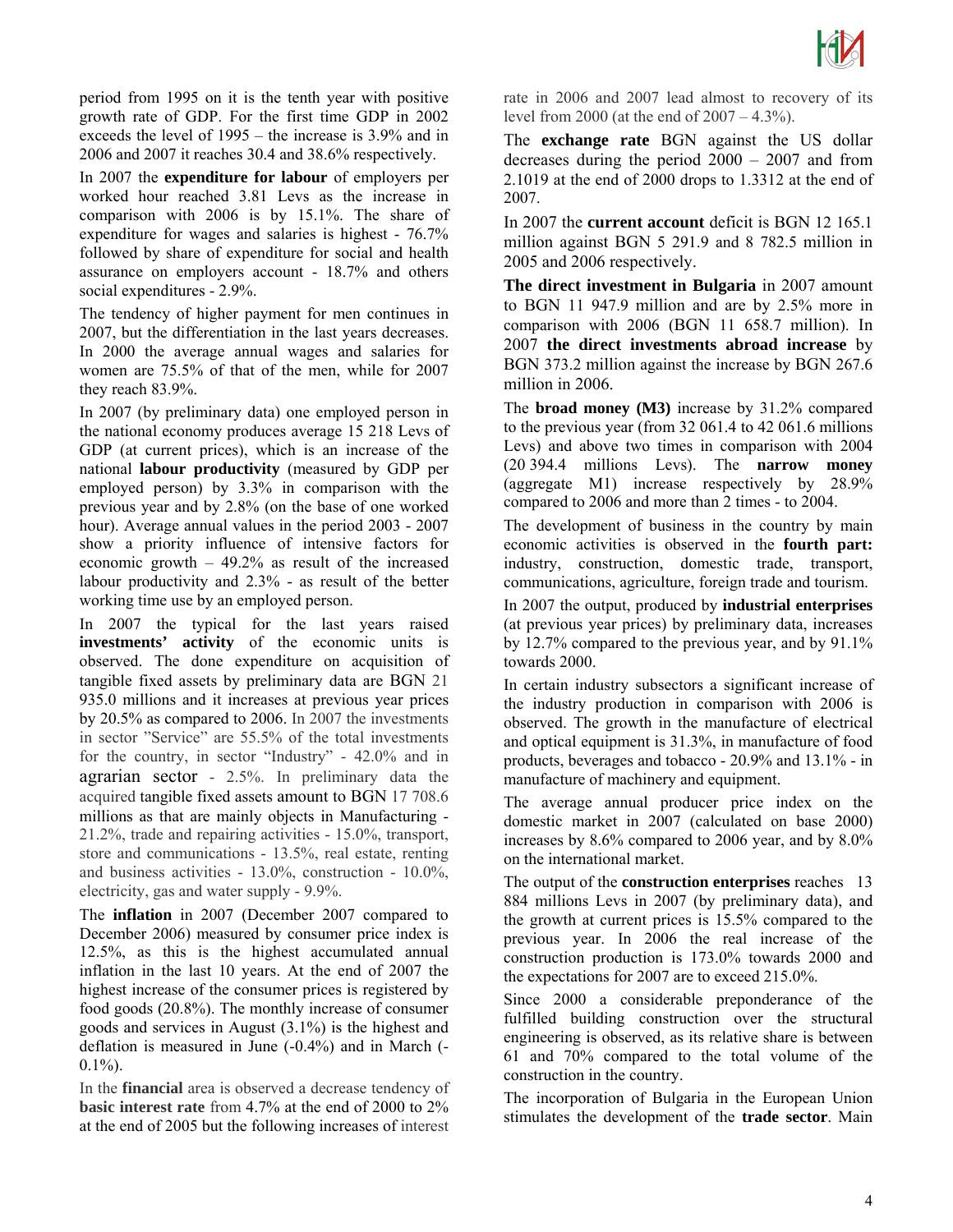period from 1995 on it is the tenth year with positive growth rate of GDP. For the first time GDP in 2002 exceeds the level of 1995 – the increase is 3.9% and in 2006 and 2007 it reaches 30.4 and 38.6% respectively.

In 2007 the **expenditure for labour** of employers per worked hour reached 3.81 Levs as the increase in comparison with 2006 is by 15.1%. The share of expenditure for wages and salaries is highest - 76.7% followed by share of expenditure for social and health assurance on employers account - 18.7% and others social expenditures - 2.9%.

The tendency of higher payment for men continues in 2007, but the differentiation in the last years decreases. In 2000 the average annual wages and salaries for women are 75.5% of that of the men, while for 2007 they reach 83.9%.

In 2007 (by preliminary data) one employed person in the national economy produces average 15 218 Levs of GDP (at current prices), which is an increase of the national **labour productivity** (measured by GDP per employed person) by 3.3% in comparison with the previous year and by 2.8% (on the base of one worked hour). Average annual values in the period 2003 - 2007 show a priority influence of intensive factors for economic growth – 49.2% as result of the increased labour productivity and 2.3% - as result of the better working time use by an employed person.

In 2007 the typical for the last years raised **investments' activity** of the economic units is observed. The done expenditure on acquisition of tangible fixed assets by preliminary data are BGN 21 935.0 millions and it increases at previous year prices by 20.5% as compared to 2006. In 2007 the investments in sector "Service" are 55.5% of the total investments for the country, in sector "Industry" - 42.0% and in agrarian sector - 2.5%. In preliminary data the acquired tangible fixed assets amount to BGN 17 708.6 millions as that are mainly objects in Manufacturing - 21.2%, trade and repairing activities - 15.0%, transport, store and communications - 13.5%, real estate, renting and business activities - 13.0%, construction - 10.0%, electricity, gas and water supply - 9.9%.

The **inflation** in 2007 (December 2007 compared to December 2006) measured by consumer price index is 12.5%, as this is the highest accumulated annual inflation in the last 10 years. At the end of 2007 the highest increase of the consumer prices is registered by food goods (20.8%). The monthly increase of consumer goods and services in August (3.1%) is the highest and deflation is measured in June (-0.4%) and in March (-0.1%).

In the **financial** area is observed a decrease tendency of **basic interest rate** from 4.7% at the end of 2000 to 2% at the end of 2005 but the following increases of interest rate in 2006 and 2007 lead almost to recovery of its level from 2000 (at the end of 2007 – 4.3%).

The **exchange rate** BGN against the US dollar decreases during the period 2000 – 2007 and from 2.1019 at the end of 2000 drops to 1.3312 at the end of 2007.

In 2007 the **current account** deficit is BGN 12 165.1 million against BGN 5 291.9 and 8 782.5 million in 2005 and 2006 respectively.

**The direct investment in Bulgaria** in 2007 amount to BGN 11 947.9 million and are by 2.5% more in comparison with 2006 (BGN 11 658.7 million). In 2007 **the direct investments abroad increase** by BGN 373.2 million against the increase by BGN 267.6 million in 2006.

The **broad money (M3)** increase by 31.2% compared to the previous year (from 32 061.4 to 42 061.6 millions Levs) and above two times in comparison with 2004 (20 394.4 millions Levs). The **narrow money** (aggregate M1) increase respectively by 28.9% compared to 2006 and more than 2 times - to 2004.

The development of business in the country by main economic activities is observed in the **fourth part:** industry, construction, domestic trade, transport, communications, agriculture, foreign trade and tourism.

In 2007 the output, produced by **industrial enterprises** (at previous year prices) by preliminary data, increases by 12.7% compared to the previous year, and by 91.1% towards 2000.

In certain industry subsectors a significant increase of the industry production in comparison with 2006 is observed. The growth in the manufacture of electrical and optical equipment is 31.3%, in manufacture of food products, beverages and tobacco - 20.9% and 13.1% - in manufacture of machinery and equipment.

The average annual producer price index on the domestic market in 2007 (calculated on base 2000) increases by 8.6% compared to 2006 year, and by 8.0% on the international market.

The output of the **construction enterprises** reaches 13 884 millions Levs in 2007 (by preliminary data), and the growth at current prices is 15.5% compared to the previous year. In 2006 the real increase of the construction production is 173.0% towards 2000 and the expectations for 2007 are to exceed 215.0%.

Since 2000 a considerable preponderance of the fulfilled building construction over the structural engineering is observed, as its relative share is between 61 and 70% compared to the total volume of the construction in the country.

The incorporation of Bulgaria in the European Union stimulates the development of the **trade sector**. Main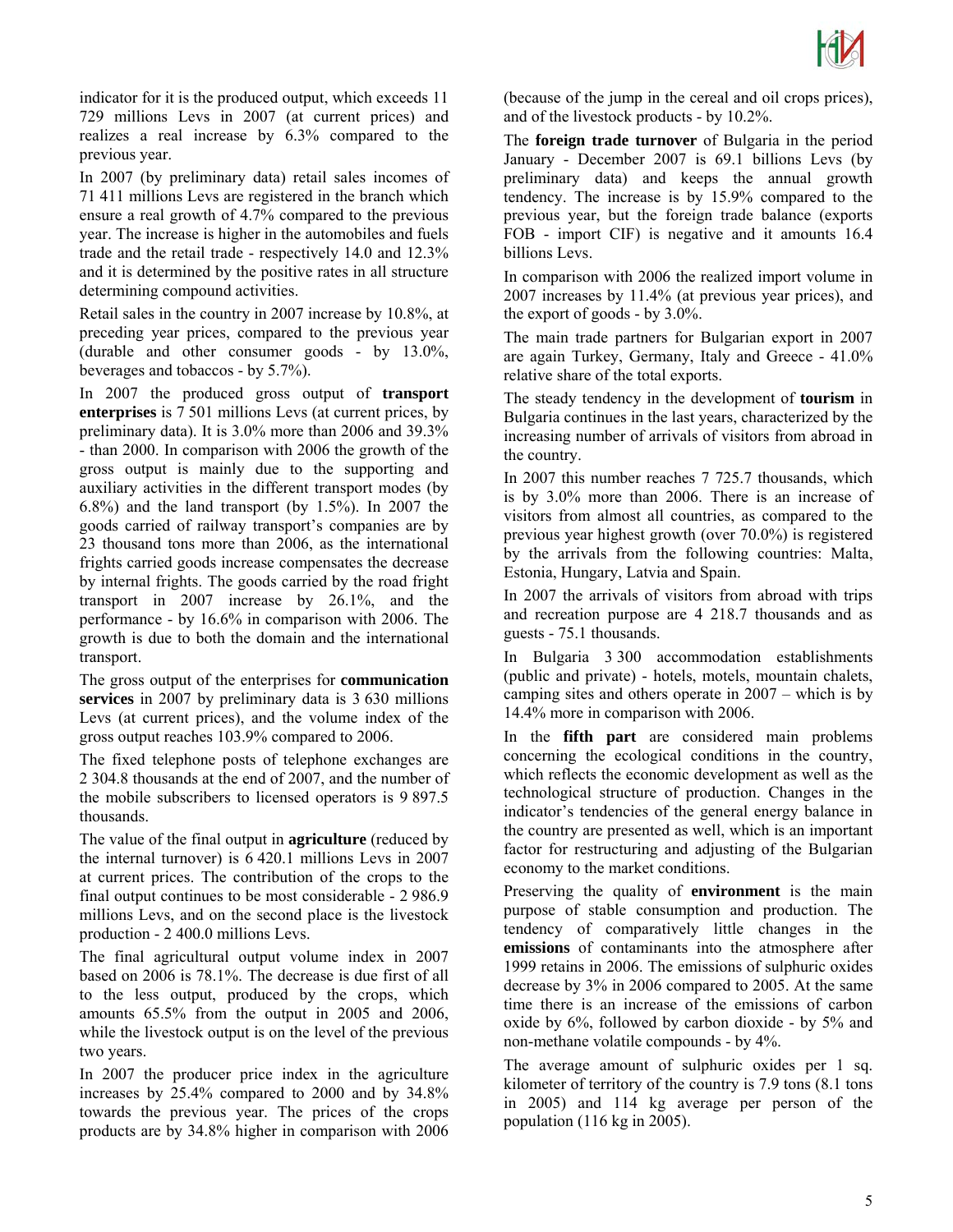indicator for it is the produced output, which exceeds 11 729 millions Levs in 2007 (at current prices) and realizes a real increase by 6.3% compared to the previous year.

In 2007 (by preliminary data) retail sales incomes of 71 411 millions Levs are registered in the branch which ensure a real growth of 4.7% compared to the previous year. The increase is higher in the automobiles and fuels trade and the retail trade - respectively 14.0 and 12.3% and it is determined by the positive rates in all structure determining compound activities.

Retail sales in the country in 2007 increase by 10.8%, at preceding year prices, compared to the previous year (durable and other consumer goods - by 13.0%, beverages and tobaccos - by 5.7%).

In 2007 the produced gross output of **transport enterprises** is 7 501 millions Levs (at current prices, by preliminary data). It is 3.0% more than 2006 and 39.3% - than 2000. In comparison with 2006 the growth of the gross output is mainly due to the supporting and auxiliary activities in the different transport modes (by 6.8%) and the land transport (by 1.5%). In 2007 the goods carried of railway transport's companies are by 23 thousand tons more than 2006, as the international frights carried goods increase compensates the decrease by internal frights. The goods carried by the road fright transport in 2007 increase by 26.1%, and the performance - by 16.6% in comparison with 2006. The growth is due to both the domain and the international transport.

The gross output of the enterprises for **communication services** in 2007 by preliminary data is 3 630 millions Levs (at current prices), and the volume index of the gross output reaches 103.9% compared to 2006.

The fixed telephone posts of telephone exchanges are 2 304.8 thousands at the end of 2007, and the number of the mobile subscribers to licensed operators is 9 897.5 thousands.

The value of the final output in **agriculture** (reduced by the internal turnover) is 6 420.1 millions Levs in 2007 at current prices. The contribution of the crops to the final output continues to be most considerable - 2 986.9 millions Levs, and on the second place is the livestock production - 2 400.0 millions Levs.

The final agricultural output volume index in 2007 based on 2006 is 78.1%. The decrease is due first of all to the less output, produced by the crops, which amounts 65.5% from the output in 2005 and 2006, while the livestock output is on the level of the previous two years.

In 2007 the producer price index in the agriculture increases by 25.4% compared to 2000 and by 34.8% towards the previous year. The prices of the crops products are by 34.8% higher in comparison with 2006 (because of the jump in the cereal and oil crops prices), and of the livestock products - by 10.2%.

The **foreign trade turnover** of Bulgaria in the period January - December 2007 is 69.1 billions Levs (by preliminary data) and keeps the annual growth tendency. The increase is by 15.9% compared to the previous year, but the foreign trade balance (exports FOB - import CIF) is negative and it amounts 16.4 billions Levs.

In comparison with 2006 the realized import volume in 2007 increases by 11.4% (at previous year prices), and the export of goods - by 3.0%.

The main trade partners for Bulgarian export in 2007 are again Turkey, Germany, Italy and Greece - 41.0% relative share of the total exports.

The steady tendency in the development of **tourism** in Bulgaria continues in the last years, characterized by the increasing number of arrivals of visitors from abroad in the country.

In 2007 this number reaches 7 725.7 thousands, which is by 3.0% more than 2006. There is an increase of visitors from almost all countries, as compared to the previous year highest growth (over 70.0%) is registered by the arrivals from the following countries: Malta, Estonia, Hungary, Latvia and Spain.

In 2007 the arrivals of visitors from abroad with trips and recreation purpose are 4 218.7 thousands and as guests - 75.1 thousands.

In Bulgaria 3 300 accommodation establishments (public and private) - hotels, motels, mountain chalets, camping sites and others operate in 2007 – which is by 14.4% more in comparison with 2006.

In the **fifth part** are considered main problems concerning the ecological conditions in the country, which reflects the economic development as well as the technological structure of production. Changes in the indicator's tendencies of the general energy balance in the country are presented as well, which is an important factor for restructuring and adjusting of the Bulgarian economy to the market conditions.

Preserving the quality of **environment** is the main purpose of stable consumption and production. The tendency of comparatively little changes in the **emissions** of contaminants into the atmosphere after 1999 retains in 2006. The emissions of sulphuric oxides decrease by 3% in 2006 compared to 2005. At the same time there is an increase of the emissions of carbon oxide by 6%, followed by carbon dioxide - by 5% and non-methane volatile compounds - by 4%.

The average amount of sulphuric oxides per 1 sq. kilometer of territory of the country is 7.9 tons (8.1 tons in 2005) and 114 kg average per person of the population (116 kg in 2005).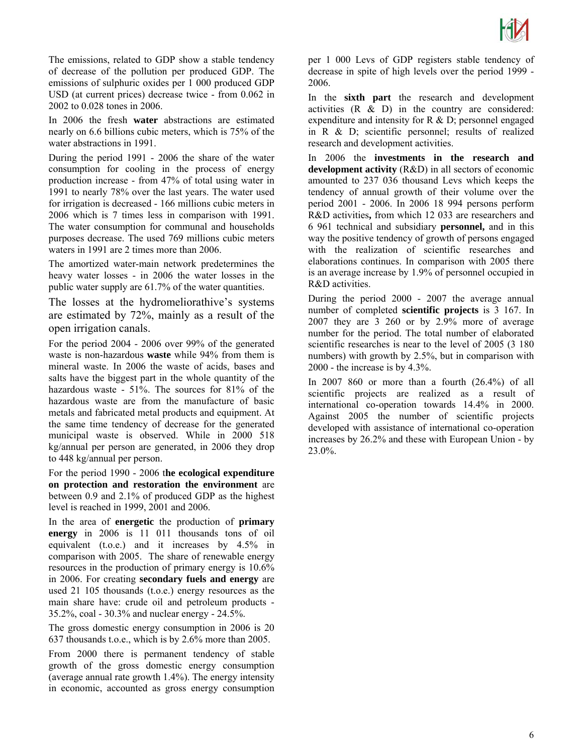The emissions, related to GDP show a stable tendency of decrease of the pollution per produced GDP. The emissions of sulphuric oxides per 1 000 produced GDP USD (at current prices) decrease twice - from 0.062 in 2002 to 0.028 tones in 2006.

In 2006 the fresh **water** abstractions are estimated nearly on 6.6 billions cubic meters, which is 75% of the water abstractions in 1991.

During the period 1991 - 2006 the share of the water consumption for cooling in the process of energy production increase - from 47% of total using water in 1991 to nearly 78% over the last years. The water used for irrigation is decreased - 166 millions cubic meters in 2006 which is 7 times less in comparison with 1991. The water consumption for communal and households purposes decrease. The used 769 millions cubic meters waters in 1991 are 2 times more than 2006.

The amortized water-main network predetermines the heavy water losses - in 2006 the water losses in the public water supply are 61.7% of the water quantities.

The losses at the hydromeliorathive's systems are estimated by 72%, mainly as a result of the open irrigation canals.

For the period 2004 - 2006 over 99% of the generated waste is non-hazardous **waste** while 94% from them is mineral waste. In 2006 the waste of acids, bases and salts have the biggest part in the whole quantity of the hazardous waste - 51%. The sources for 81% of the hazardous waste are from the manufacture of basic metals and fabricated metal products and equipment. At the same time tendency of decrease for the generated municipal waste is observed. While in 2000 518 kg/annual per person are generated, in 2006 they drop to 448 kg/annual per person.

For the period 1990 - 2006 t**he ecological expenditure on protection and restoration the environment** are between 0.9 and 2.1% of produced GDP as the highest level is reached in 1999, 2001 and 2006.

In the area of **energetic** the production of **primary energy** in 2006 is 11 011 thousands tons of oil equivalent (t.o.e.) and it increases by 4.5% in comparison with 2005. The share of renewable energy resources in the production of primary energy is 10.6% in 2006. For creating **secondary fuels and energy** are used 21 105 thousands (t.o.e.) energy resources as the main share have: crude oil and petroleum products - 35.2%, coal - 30.3% and nuclear energy - 24.5%.

The gross domestic energy consumption in 2006 is 20 637 thousands t.o.e., which is by 2.6% more than 2005.

From 2000 there is permanent tendency of stable growth of the gross domestic energy consumption (average annual rate growth 1.4%). The energy intensity in economic, accounted as gross energy consumption per 1 000 Levs of GDP registers stable tendency of decrease in spite of high levels over the period 1999 - 2006.

In the **sixth part** the research and development activities (R & D) in the country are considered: expenditure and intensity for R & D; personnel engaged in R & D; scientific personnel; results of realized research and development activities.

In 2006 the **investments in the research and development activity** (R&D) in all sectors of economic amounted to 237 036 thousand Levs which keeps the tendency of annual growth of their volume over the period 2001 - 2006. In 2006 18 994 persons perform R&D activities**,** from which 12 033 are researchers and 6 961 technical and subsidiary **personnel,** and in this way the positive tendency of growth of persons engaged with the realization of scientific researches and elaborations continues. In comparison with 2005 there is an average increase by 1.9% of personnel occupied in R&D activities.

During the period 2000 - 2007 the average annual number of completed **scientific projects** is 3 167. In 2007 they are 3 260 or by 2.9% more of average number for the period. The total number of elaborated scientific researches is near to the level of 2005 (3 180 numbers) with growth by 2.5%, but in comparison with 2000 - the increase is by 4.3%.

In 2007 860 or more than a fourth (26.4%) of all scientific projects are realized as a result of international co-operation towards 14.4% in 2000. Against 2005 the number of scientific projects developed with assistance of international co-operation increases by 26.2% and these with European Union - by 23.0%.